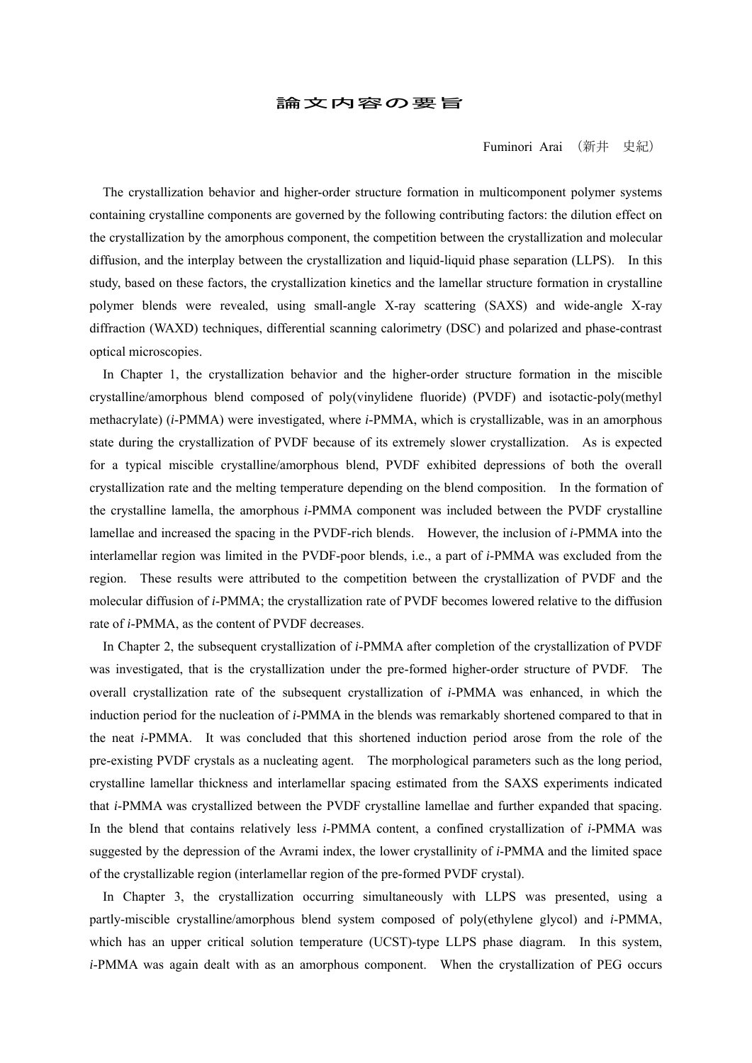# 論文内容の要旨

Fuminori Arai （新井　史紀）

The crystallization behavior and higher-order structure formation in multicomponent polymer systems containing crystalline components are governed by the following contributing factors: the dilution effect on the crystallization by the amorphous component, the competition between the crystallization and molecular diffusion, and the interplay between the crystallization and liquid-liquid phase separation (LLPS). In this study, based on these factors, the crystallization kinetics and the lamellar structure formation in crystalline polymer blends were revealed, using small-angle X-ray scattering (SAXS) and wide-angle X-ray diffraction (WAXD) techniques, differential scanning calorimetry (DSC) and polarized and phase-contrast optical microscopies.

In Chapter 1, the crystallization behavior and the higher-order structure formation in the miscible crystalline/amorphous blend composed of poly(vinylidene fluoride) (PVDF) and isotactic-poly(methyl methacrylate) (*i*-PMMA) were investigated, where *i*-PMMA, which is crystallizable, was in an amorphous state during the crystallization of PVDF because of its extremely slower crystallization. As is expected for a typical miscible crystalline/amorphous blend, PVDF exhibited depressions of both the overall crystallization rate and the melting temperature depending on the blend composition. In the formation of the crystalline lamella, the amorphous *i*-PMMA component was included between the PVDF crystalline lamellae and increased the spacing in the PVDF-rich blends. However, the inclusion of *i*-PMMA into the interlamellar region was limited in the PVDF-poor blends, i.e., a part of *i*-PMMA was excluded from the region. These results were attributed to the competition between the crystallization of PVDF and the molecular diffusion of *i*-PMMA; the crystallization rate of PVDF becomes lowered relative to the diffusion rate of *i*-PMMA, as the content of PVDF decreases.

In Chapter 2, the subsequent crystallization of *i*-PMMA after completion of the crystallization of PVDF was investigated, that is the crystallization under the pre-formed higher-order structure of PVDF. The overall crystallization rate of the subsequent crystallization of *i*-PMMA was enhanced, in which the induction period for the nucleation of *i*-PMMA in the blends was remarkably shortened compared to that in the neat *i*-PMMA. It was concluded that this shortened induction period arose from the role of the pre-existing PVDF crystals as a nucleating agent. The morphological parameters such as the long period, crystalline lamellar thickness and interlamellar spacing estimated from the SAXS experiments indicated that *i*-PMMA was crystallized between the PVDF crystalline lamellae and further expanded that spacing. In the blend that contains relatively less *i*-PMMA content, a confined crystallization of *i*-PMMA was suggested by the depression of the Avrami index, the lower crystallinity of *i*-PMMA and the limited space of the crystallizable region (interlamellar region of the pre-formed PVDF crystal).

In Chapter 3, the crystallization occurring simultaneously with LLPS was presented, using a partly-miscible crystalline/amorphous blend system composed of poly(ethylene glycol) and *i*-PMMA, which has an upper critical solution temperature (UCST)-type LLPS phase diagram. In this system, *i*-PMMA was again dealt with as an amorphous component. When the crystallization of PEG occurs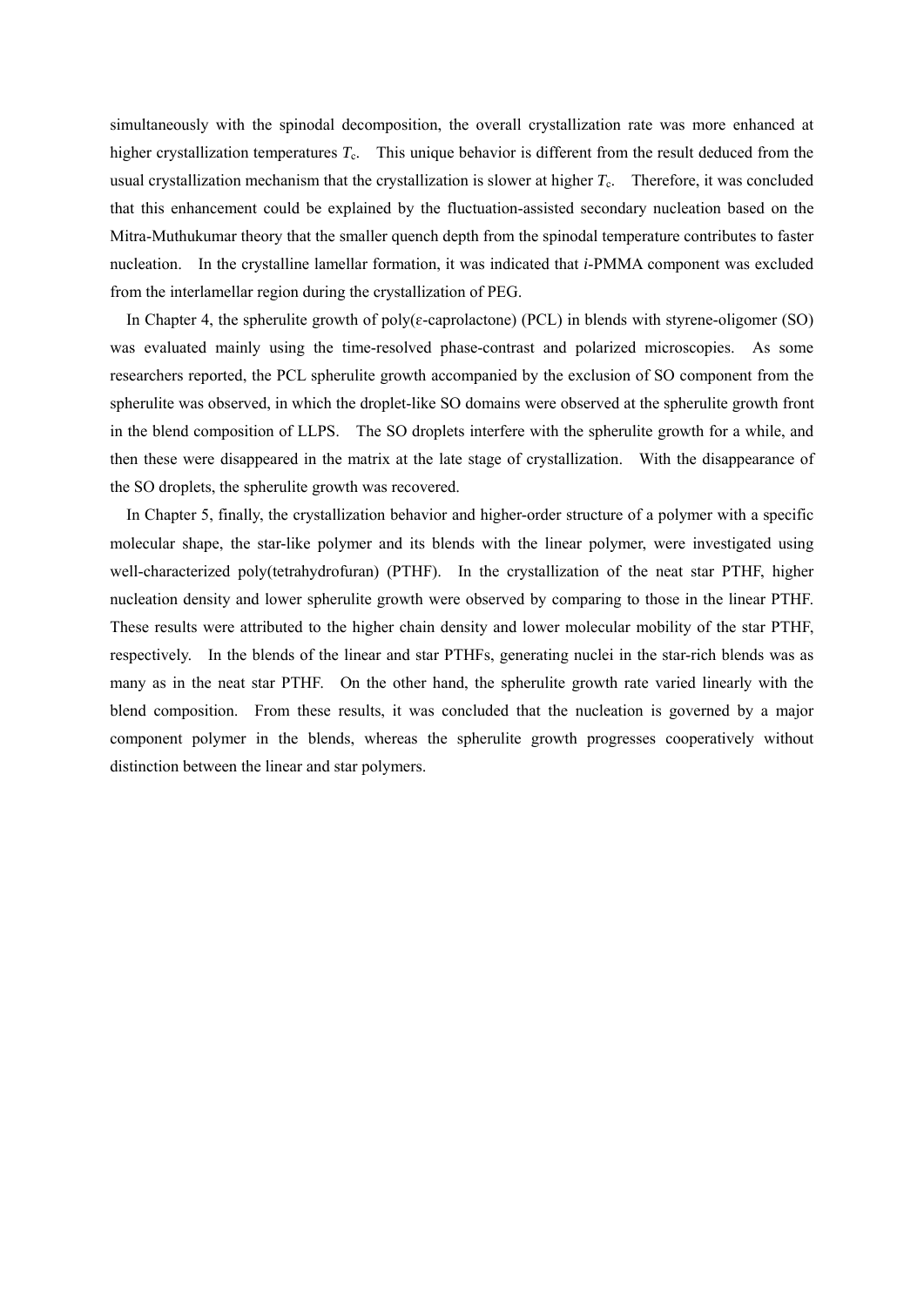simultaneously with the spinodal decomposition, the overall crystallization rate was more enhanced at higher crystallization temperatures $T_c$. This unique behavior is different from the result deduced from the usual crystallization mechanism that the crystallization is slower at higher $T_c$. Therefore, it was concluded that this enhancement could be explained by the fluctuation-assisted secondary nucleation based on the Mitra-Muthukumar theory that the smaller quench depth from the spinodal temperature contributes to faster nucleation. In the crystalline lamellar formation, it was indicated that *i*-PMMA component was excluded from the interlamellar region during the crystallization of PEG.

In Chapter 4, the spherulite growth of poly(ε-caprolactone) (PCL) in blends with styrene-oligomer (SO) was evaluated mainly using the time-resolved phase-contrast and polarized microscopies. As some researchers reported, the PCL spherulite growth accompanied by the exclusion of SO component from the spherulite was observed, in which the droplet-like SO domains were observed at the spherulite growth front in the blend composition of LLPS. The SO droplets interfere with the spherulite growth for a while, and then these were disappeared in the matrix at the late stage of crystallization. With the disappearance of the SO droplets, the spherulite growth was recovered.

In Chapter 5, finally, the crystallization behavior and higher-order structure of a polymer with a specific molecular shape, the star-like polymer and its blends with the linear polymer, were investigated using well-characterized poly(tetrahydrofuran) (PTHF). In the crystallization of the neat star PTHF, higher nucleation density and lower spherulite growth were observed by comparing to those in the linear PTHF. These results were attributed to the higher chain density and lower molecular mobility of the star PTHF, respectively. In the blends of the linear and star PTHFs, generating nuclei in the star-rich blends was as many as in the neat star PTHF. On the other hand, the spherulite growth rate varied linearly with the blend composition. From these results, it was concluded that the nucleation is governed by a major component polymer in the blends, whereas the spherulite growth progresses cooperatively without distinction between the linear and star polymers.